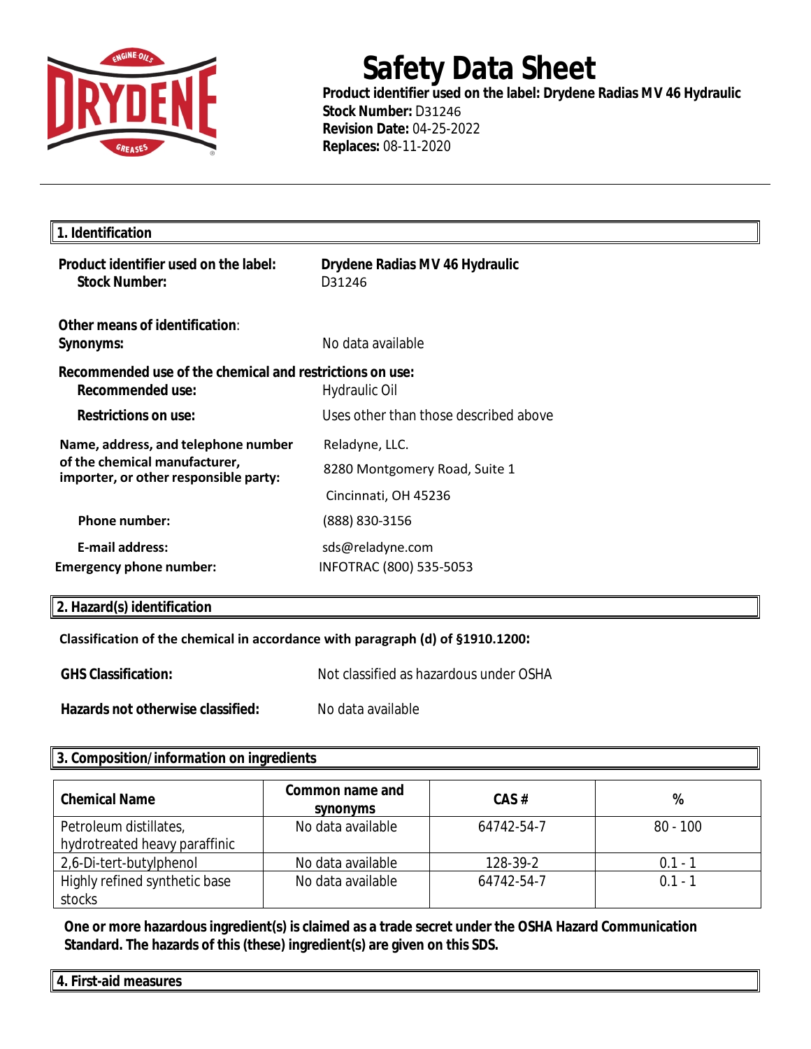# Safety Data Sheet

**Product identifier used on the label: Drydene Radias MV 46 Hydraulic**
**Stock Number:** D31246
**Revision Date:** 04-25-2022
**Replaces:** 08-11-2020

## 1. Identification

**Product identifier used on the label:** **Drydene Radias MV 46 Hydraulic**
**Stock Number:** D31246

**Other means of identification**:
**Synonyms:** No data available

**Recommended use of the chemical and restrictions on use:**
**Recommended use:** Hydraulic Oil
**Restrictions on use:** Uses other than those described above

**Name, address, and telephone number of the chemical manufacturer, importer, or other responsible party:**
Reladyne, LLC.
8280 Montgomery Road, Suite 1
Cincinnati, OH 45236

**Phone number:** (888) 830-3156
**E-mail address:** sds@reladyne.com
**Emergency phone number:** INFOTRAC (800) 535-5053

## 2. Hazard(s) identification

**Classification of the chemical in accordance with paragraph (d) of §1910.1200:**

**GHS Classification:** Not classified as hazardous under OSHA

**Hazards not otherwise classified:** No data available

## 3. Composition/information on ingredients

| Chemical Name | Common name and synonyms | CAS # | % |
|---|---|---|---|
| Petroleum distillates, hydrotreated heavy paraffinic | No data available | 64742-54-7 | 80 - 100 |
| 2,6-Di-tert-butylphenol | No data available | 128-39-2 | 0.1 - 1 |
| Highly refined synthetic base stocks | No data available | 64742-54-7 | 0.1 - 1 |

**One or more hazardous ingredient(s) is claimed as a trade secret under the OSHA Hazard Communication Standard. The hazards of this (these) ingredient(s) are given on this SDS.**

## 4. First-aid measures